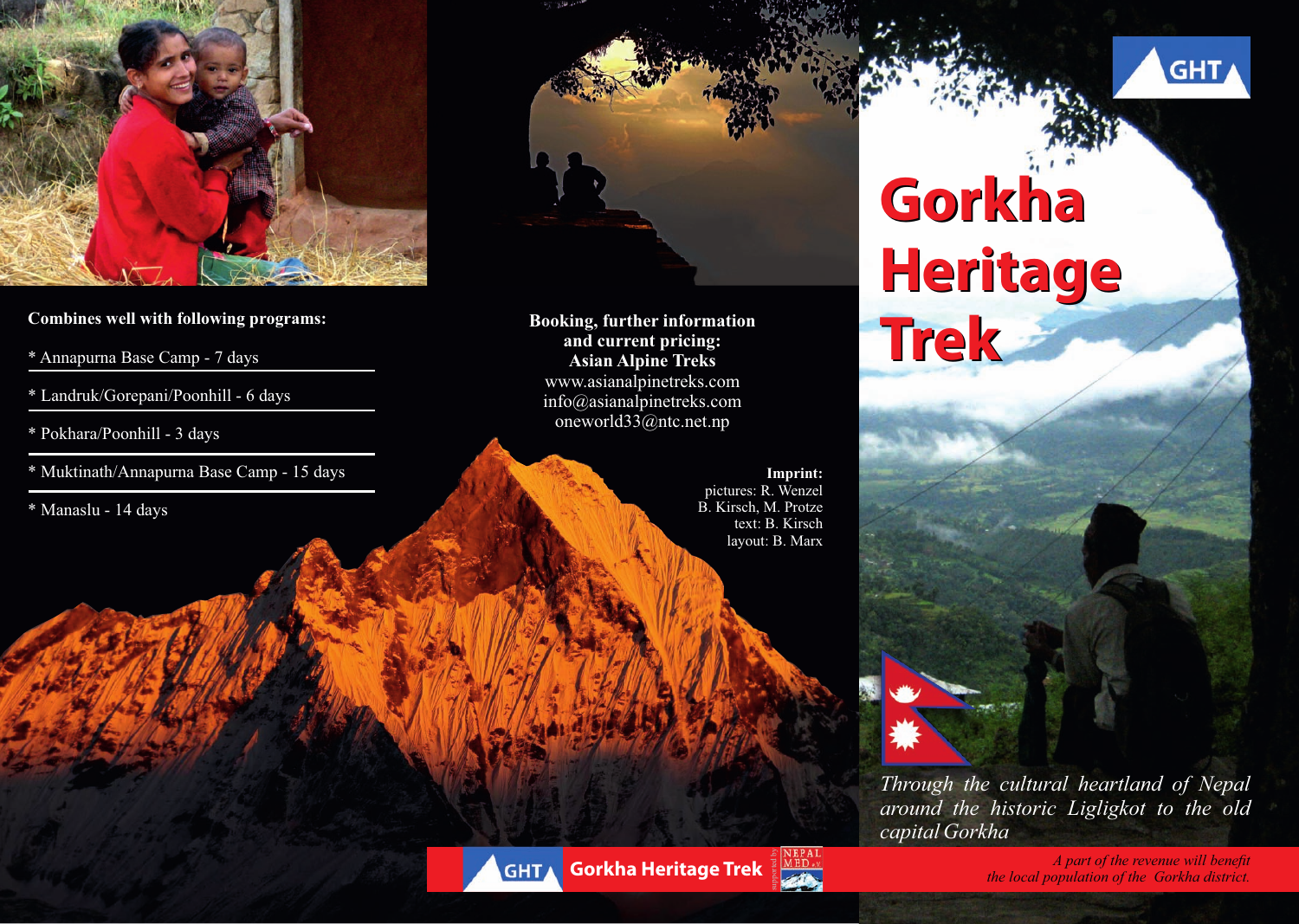# Gorkha Heritage Trek

*Through the cultural heartland of Nepal around the historic Ligligkot to the old capital Gorkha*

*A part of the revenue will benefit the local population of the Gorkha district.*

**Combines well with following programs:**

* Annapurna Base Camp - 7 days
* Landruk/Gorepani/Poonhill - 6 days
* Pokhara/Poonhill - 3 days
* Muktinath/Annapurna Base Camp - 15 days
* Manaslu - 14 days

**Booking, further information and current pricing:**
**Asian Alpine Treks**
www.asianalpinetreks.com
info@asianalpinetreks.com
oneworld33@ntc.net.np

**Imprint:**
pictures: R. Wenzel
B. Kirsch, M. Protze
text: B. Kirsch
layout: B. Marx

GHT Gorkha Heritage Trek — supported by NEPAL MED e.V.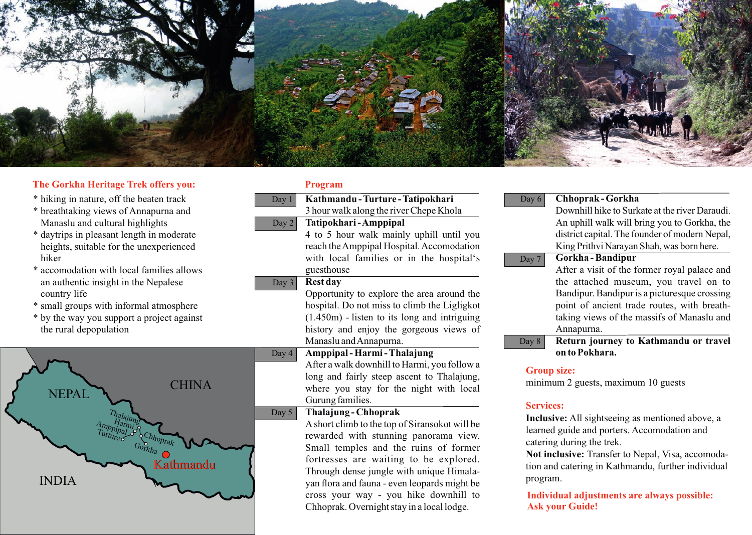## The Gorkha Heritage Trek offers you:

* hiking in nature, off the beaten track
* breathtaking views of Annapurna and Manaslu and cultural highlights
* daytrips in pleasant length in moderate heights, suitable for the unexperienced hiker
* accomodation with local families allows an authentic insight in the Nepalese country life
* small groups with informal atmosphere
* by the way you support a project against the rural depopulation

NEPAL
CHINA
INDIA
Thalajung
Harmi
Amppipal
Turture
Chhoprak
Gorkha
Kathmandu

## Program

**Day 1 — Kathmandu - Turture - Tatipokhari**
3 hour walk along the river Chepe Khola

**Day 2 — Tatipokhari - Amppipal**
4 to 5 hour walk mainly uphill until you reach the Amppipal Hospital. Accomodation with local families or in the hospital's guesthouse

**Day 3 — Rest day**
Opportunity to explore the area around the hospital. Do not miss to climb the Ligligkot (1.450m) - listen to its long and intriguing history and enjoy the gorgeous views of Manaslu and Annapurna.

**Day 4 — Amppipal - Harmi - Thalajung**
After a walk downhill to Harmi, you follow a long and fairly steep ascent to Thalajung, where you stay for the night with local Gurung families.

**Day 5 — Thalajung - Chhoprak**
A short climb to the top of Siransokot will be rewarded with stunning panorama view. Small temples and the ruins of former fortresses are waiting to be explored. Through dense jungle with unique Himalayan flora and fauna - even leopards might be cross your way - you hike downhill to Chhoprak. Overnight stay in a local lodge.

**Day 6 — Chhoprak - Gorkha**
Downhill hike to Surkate at the river Daraudi. An uphill walk will bring you to Gorkha, the district capital. The founder of modern Nepal, King Prithvi Narayan Shah, was born here.

**Day 7 — Gorkha - Bandipur**
After a visit of the former royal palace and the attached museum, you travel on to Bandipur. Bandipur is a picturesque crossing point of ancient trade routes, with breathtaking views of the massifs of Manaslu and Annapurna.

**Day 8 — Return journey to Kathmandu or travel on to Pokhara.**

## Group size:

minimum 2 guests, maximum 10 guests

## Services:

**Inclusive:** All sightseeing as mentioned above, a learned guide and porters. Accomodation and catering during the trek.

**Not inclusive:** Transfer to Nepal, Visa, accomodation and catering in Kathmandu, further individual program.

**Individual adjustments are always possible: Ask your Guide!**